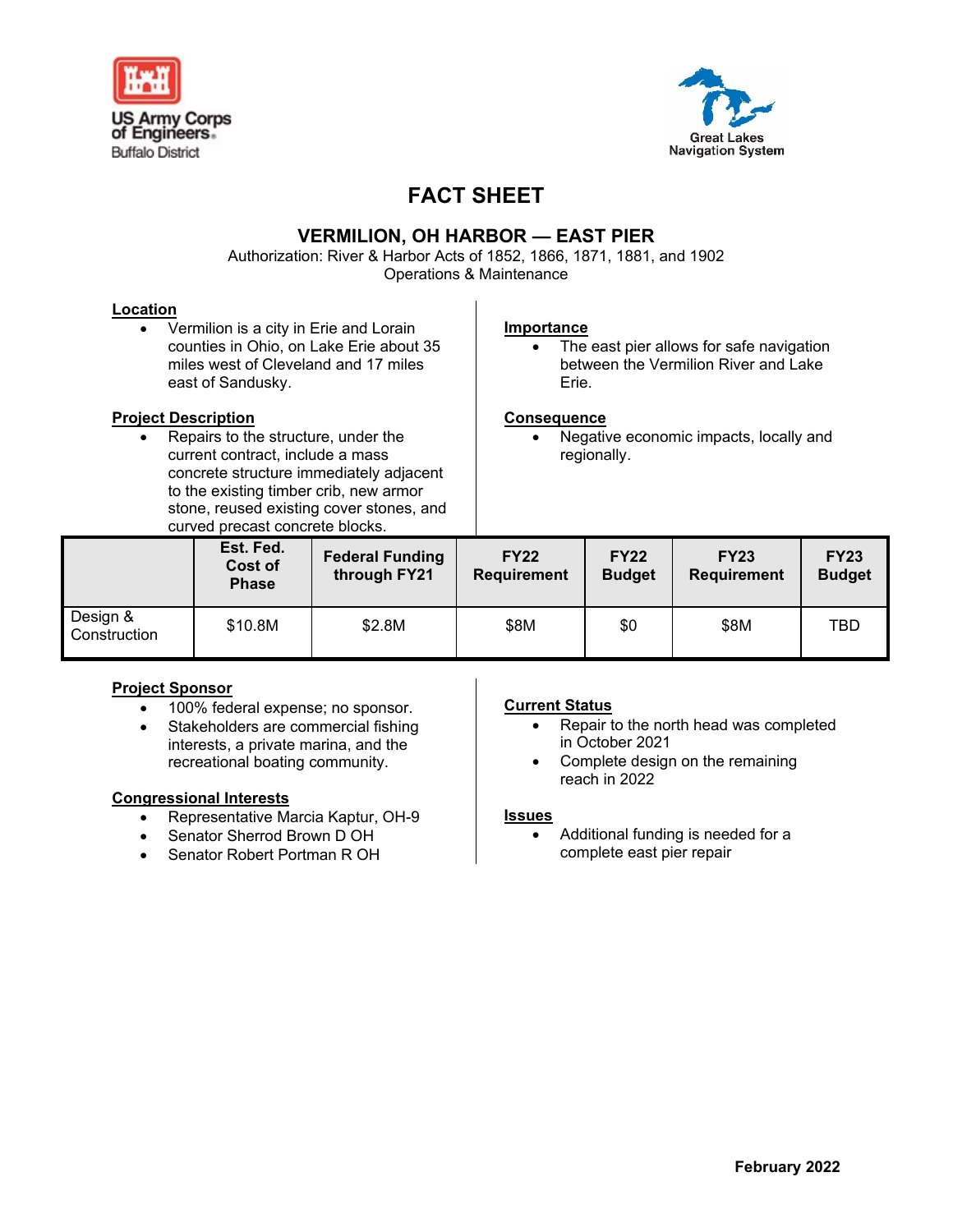US Army Corps of Engineers
Buffalo District

Great Lakes Navigation System

# FACT SHEET

## VERMILION, OH HARBOR — EAST PIER

Authorization: River & Harbor Acts of 1852, 1866, 1871, 1881, and 1902
Operations & Maintenance

**Location**

- Vermilion is a city in Erie and Lorain counties in Ohio, on Lake Erie about 35 miles west of Cleveland and 17 miles east of Sandusky.

**Project Description**

- Repairs to the structure, under the current contract, include a mass concrete structure immediately adjacent to the existing timber crib, new armor stone, reused existing cover stones, and curved precast concrete blocks.

**Importance**

- The east pier allows for safe navigation between the Vermilion River and Lake Erie.

**Consequence**

- Negative economic impacts, locally and regionally.

| | Est. Fed. Cost of Phase | Federal Funding through FY21 | FY22 Requirement | FY22 Budget | FY23 Requirement | FY23 Budget |
|---|---|---|---|---|---|---|
| Design & Construction | $10.8M | $2.8M | $8M | $0 | $8M | TBD |

**Project Sponsor**

- 100% federal expense; no sponsor.
- Stakeholders are commercial fishing interests, a private marina, and the recreational boating community.

**Congressional Interests**

- Representative Marcia Kaptur, OH-9
- Senator Sherrod Brown D OH
- Senator Robert Portman R OH

**Current Status**

- Repair to the north head was completed in October 2021
- Complete design on the remaining reach in 2022

**Issues**

- Additional funding is needed for a complete east pier repair

February 2022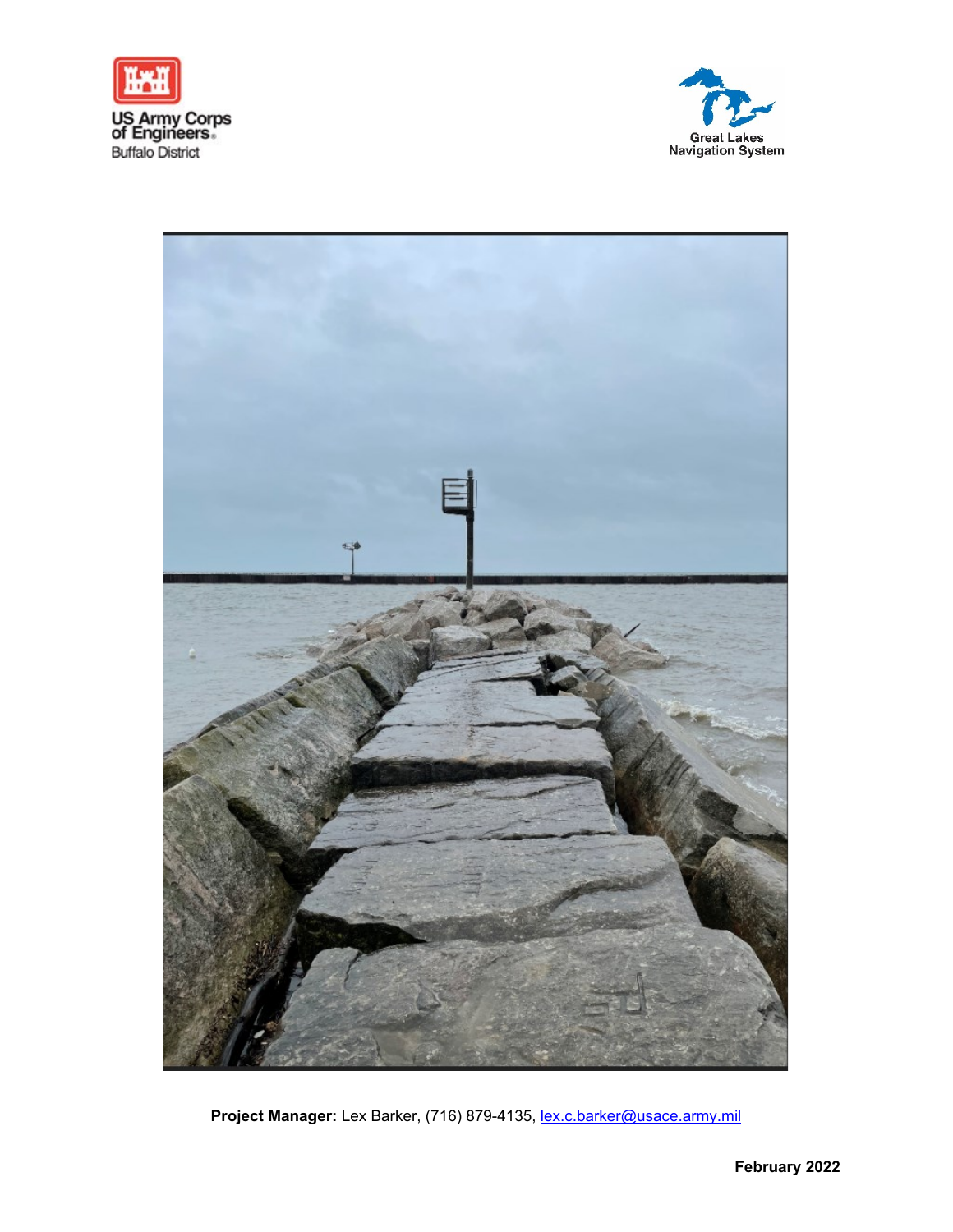US Army Corps of Engineers®
Buffalo District

Great Lakes Navigation System

**Project Manager:** Lex Barker, (716) 879-4135, [lex.c.barker@usace.army.mil](mailto:lex.c.barker@usace.army.mil)

**February 2022**